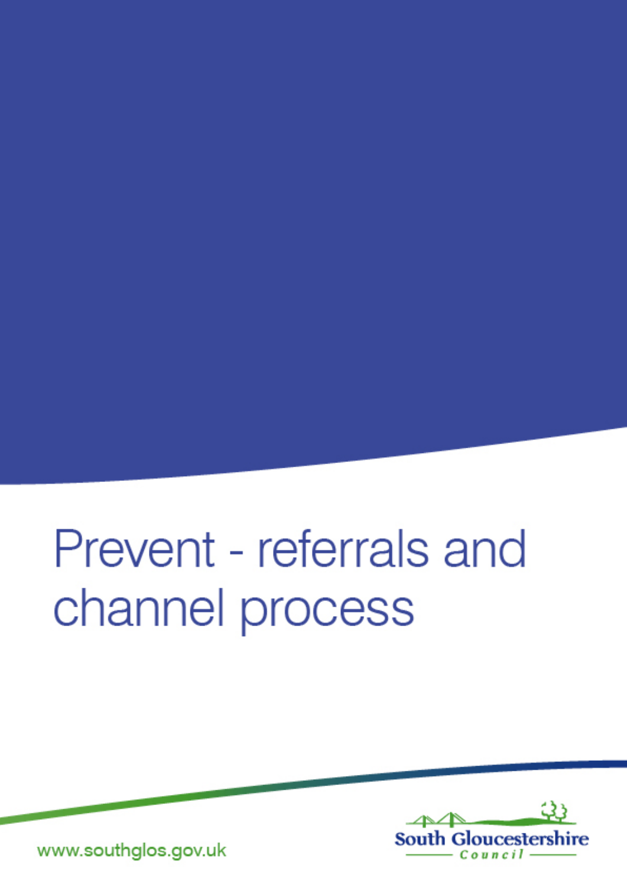# Prevent - referrals and channel process

www.southglos.gov.uk

South Gloucestershire Council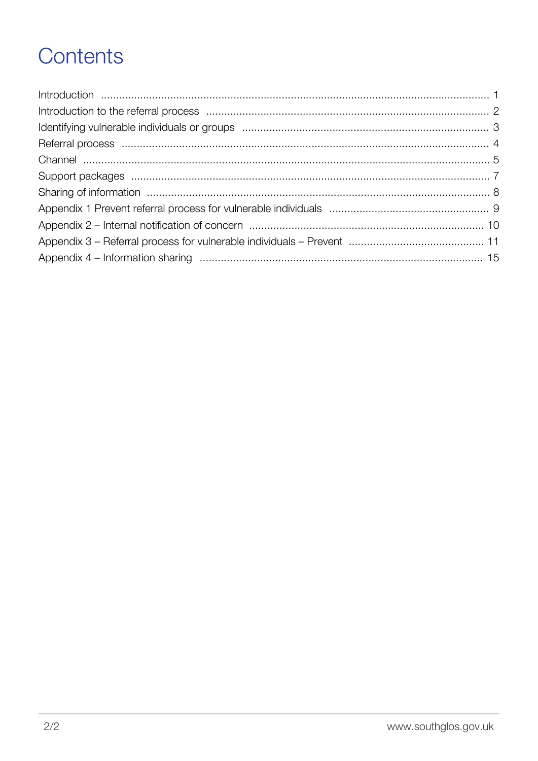# Contents

| | |
|---|---|
| Introduction | 1 |
| Introduction to the referral process | 2 |
| Identifying vulnerable individuals or groups | 3 |
| Referral process | 4 |
| Channel | 5 |
| Support packages | 7 |
| Sharing of information | 8 |
| Appendix 1 Prevent referral process for vulnerable individuals | 9 |
| Appendix 2 – Internal notification of concern | 10 |
| Appendix 3 – Referral process for vulnerable individuals – Prevent | 11 |
| Appendix 4 – Information sharing | 15 |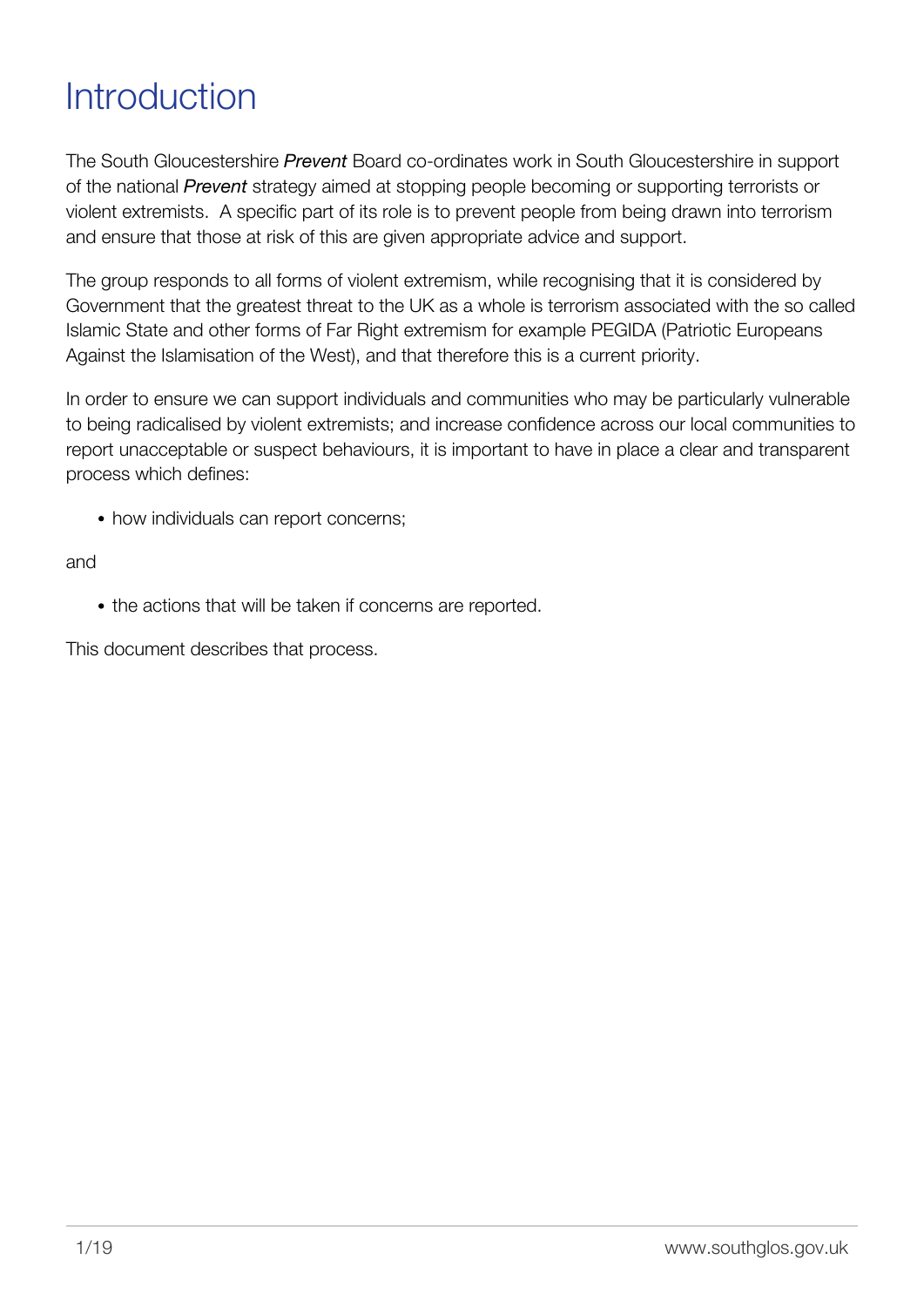# Introduction

The South Gloucestershire ***Prevent*** Board co-ordinates work in South Gloucestershire in support of the national ***Prevent*** strategy aimed at stopping people becoming or supporting terrorists or violent extremists.  A specific part of its role is to prevent people from being drawn into terrorism and ensure that those at risk of this are given appropriate advice and support.

The group responds to all forms of violent extremism, while recognising that it is considered by Government that the greatest threat to the UK as a whole is terrorism associated with the so called Islamic State and other forms of Far Right extremism for example PEGIDA (Patriotic Europeans Against the Islamisation of the West), and that therefore this is a current priority.

In order to ensure we can support individuals and communities who may be particularly vulnerable to being radicalised by violent extremists; and increase confidence across our local communities to report unacceptable or suspect behaviours, it is important to have in place a clear and transparent process which defines:

- how individuals can report concerns;

and

- the actions that will be taken if concerns are reported.

This document describes that process.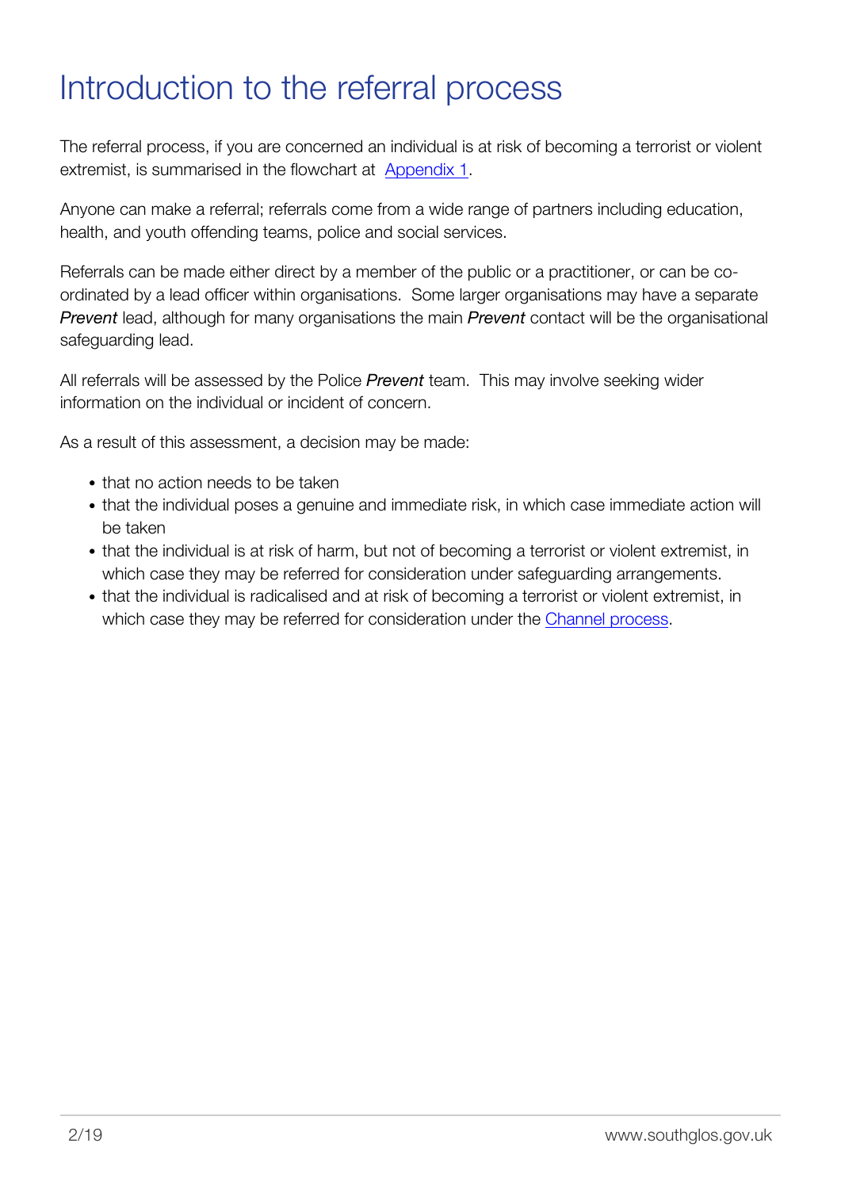# Introduction to the referral process

The referral process, if you are concerned an individual is at risk of becoming a terrorist or violent extremist, is summarised in the flowchart at [Appendix 1](#).

Anyone can make a referral; referrals come from a wide range of partners including education, health, and youth offending teams, police and social services.

Referrals can be made either direct by a member of the public or a practitioner, or can be co-ordinated by a lead officer within organisations. Some larger organisations may have a separate ***Prevent*** lead, although for many organisations the main ***Prevent*** contact will be the organisational safeguarding lead.

All referrals will be assessed by the Police ***Prevent*** team. This may involve seeking wider information on the individual or incident of concern.

As a result of this assessment, a decision may be made:

- that no action needs to be taken
- that the individual poses a genuine and immediate risk, in which case immediate action will be taken
- that the individual is at risk of harm, but not of becoming a terrorist or violent extremist, in which case they may be referred for consideration under safeguarding arrangements.
- that the individual is radicalised and at risk of becoming a terrorist or violent extremist, in which case they may be referred for consideration under the [Channel process](#).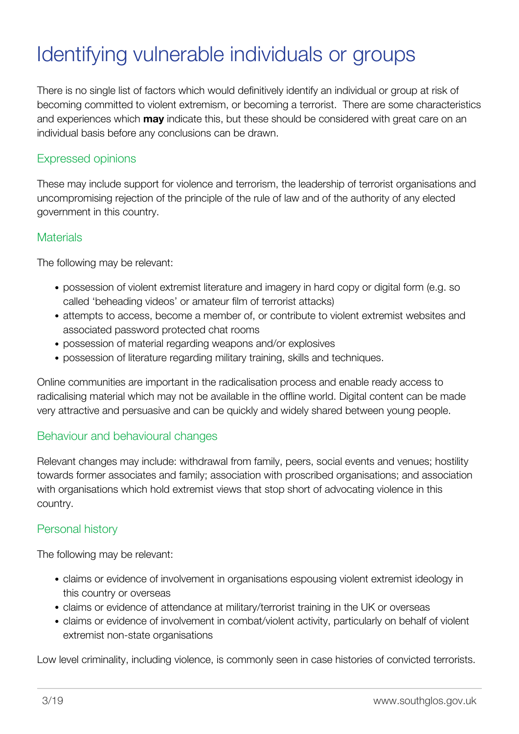# Identifying vulnerable individuals or groups

There is no single list of factors which would definitively identify an individual or group at risk of becoming committed to violent extremism, or becoming a terrorist. There are some characteristics and experiences which **may** indicate this, but these should be considered with great care on an individual basis before any conclusions can be drawn.

## Expressed opinions

These may include support for violence and terrorism, the leadership of terrorist organisations and uncompromising rejection of the principle of the rule of law and of the authority of any elected government in this country.

## Materials

The following may be relevant:

- possession of violent extremist literature and imagery in hard copy or digital form (e.g. so called 'beheading videos' or amateur film of terrorist attacks)
- attempts to access, become a member of, or contribute to violent extremist websites and associated password protected chat rooms
- possession of material regarding weapons and/or explosives
- possession of literature regarding military training, skills and techniques.

Online communities are important in the radicalisation process and enable ready access to radicalising material which may not be available in the offline world. Digital content can be made very attractive and persuasive and can be quickly and widely shared between young people.

## Behaviour and behavioural changes

Relevant changes may include: withdrawal from family, peers, social events and venues; hostility towards former associates and family; association with proscribed organisations; and association with organisations which hold extremist views that stop short of advocating violence in this country.

## Personal history

The following may be relevant:

- claims or evidence of involvement in organisations espousing violent extremist ideology in this country or overseas
- claims or evidence of attendance at military/terrorist training in the UK or overseas
- claims or evidence of involvement in combat/violent activity, particularly on behalf of violent extremist non-state organisations

Low level criminality, including violence, is commonly seen in case histories of convicted terrorists.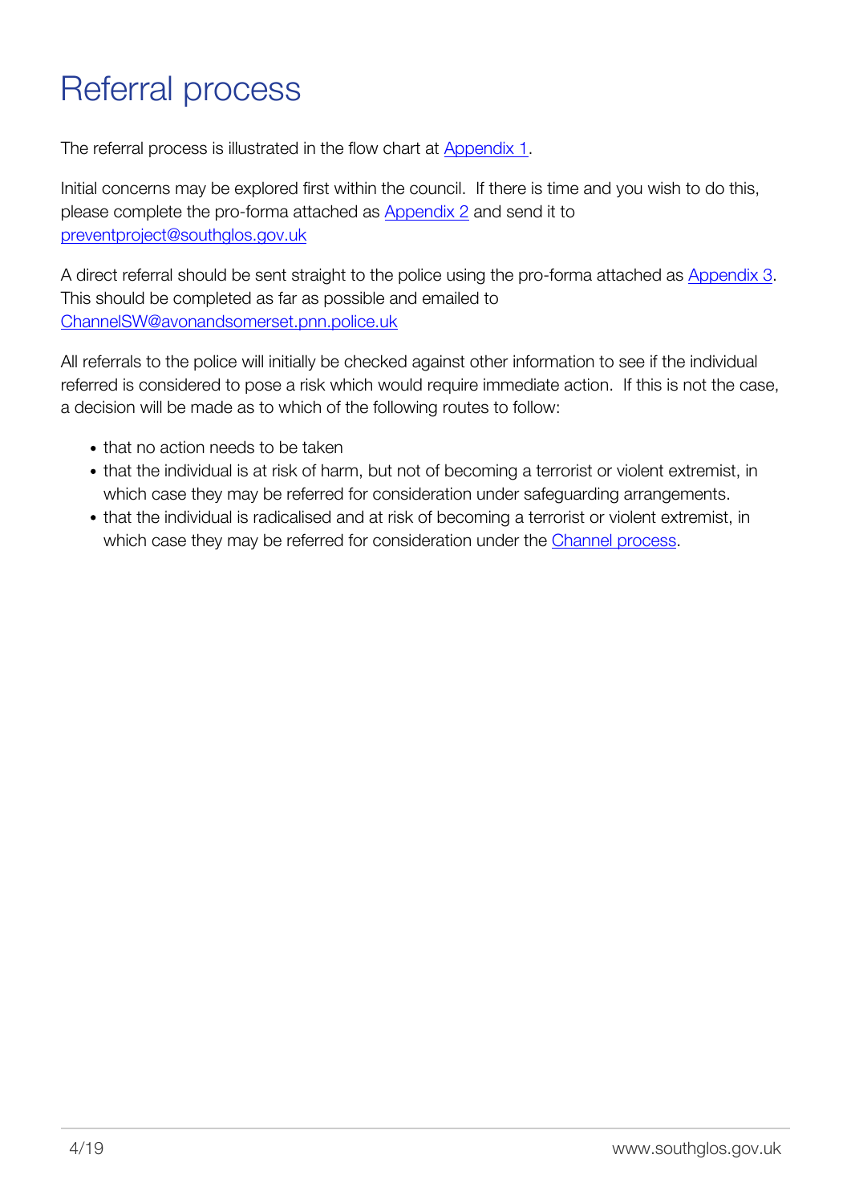# Referral process

The referral process is illustrated in the flow chart at Appendix 1.

Initial concerns may be explored first within the council. If there is time and you wish to do this, please complete the pro-forma attached as Appendix 2 and send it to preventproject@southglos.gov.uk

A direct referral should be sent straight to the police using the pro-forma attached as Appendix 3. This should be completed as far as possible and emailed to ChannelSW@avonandsomerset.pnn.police.uk

All referrals to the police will initially be checked against other information to see if the individual referred is considered to pose a risk which would require immediate action. If this is not the case, a decision will be made as to which of the following routes to follow:

- that no action needs to be taken
- that the individual is at risk of harm, but not of becoming a terrorist or violent extremist, in which case they may be referred for consideration under safeguarding arrangements.
- that the individual is radicalised and at risk of becoming a terrorist or violent extremist, in which case they may be referred for consideration under the Channel process.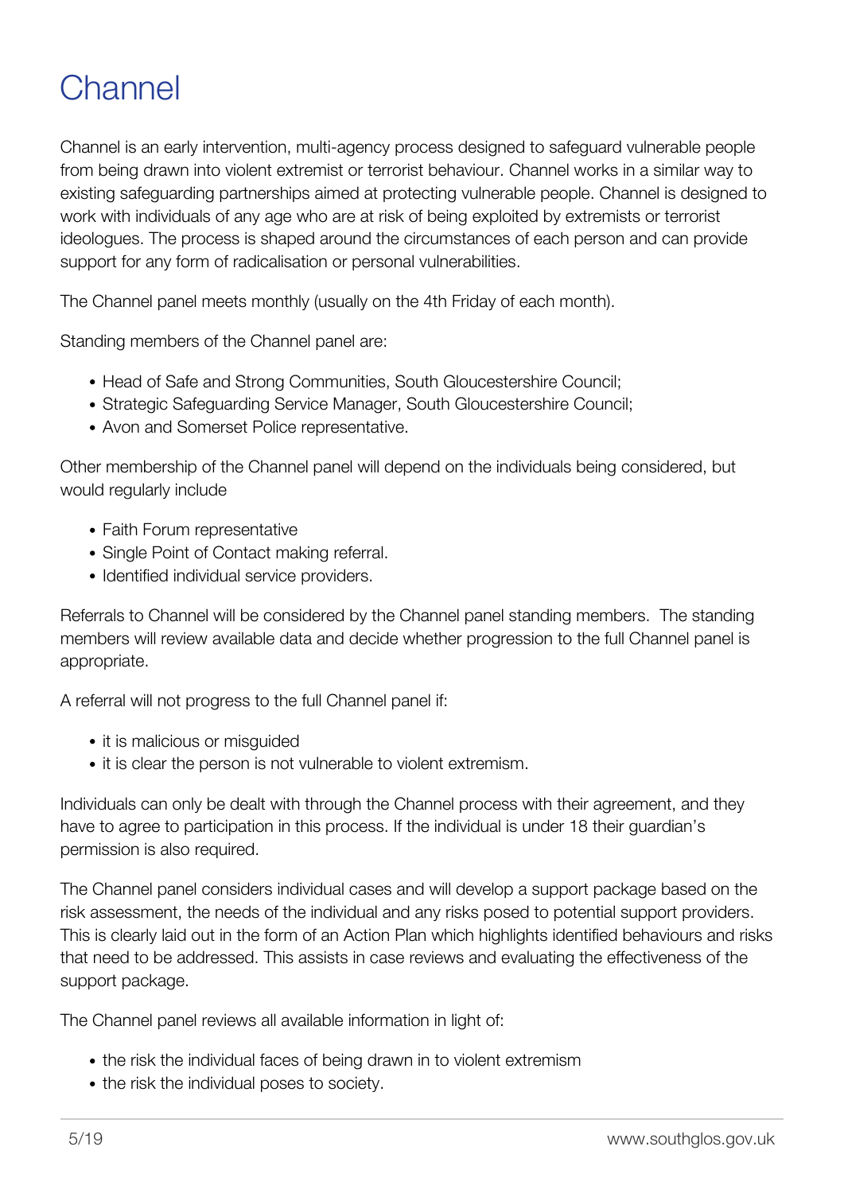# Channel

Channel is an early intervention, multi-agency process designed to safeguard vulnerable people from being drawn into violent extremist or terrorist behaviour. Channel works in a similar way to existing safeguarding partnerships aimed at protecting vulnerable people. Channel is designed to work with individuals of any age who are at risk of being exploited by extremists or terrorist ideologues. The process is shaped around the circumstances of each person and can provide support for any form of radicalisation or personal vulnerabilities.

The Channel panel meets monthly (usually on the 4th Friday of each month).

Standing members of the Channel panel are:

- Head of Safe and Strong Communities, South Gloucestershire Council;
- Strategic Safeguarding Service Manager, South Gloucestershire Council;
- Avon and Somerset Police representative.

Other membership of the Channel panel will depend on the individuals being considered, but would regularly include

- Faith Forum representative
- Single Point of Contact making referral.
- Identified individual service providers.

Referrals to Channel will be considered by the Channel panel standing members. The standing members will review available data and decide whether progression to the full Channel panel is appropriate.

A referral will not progress to the full Channel panel if:

- it is malicious or misguided
- it is clear the person is not vulnerable to violent extremism.

Individuals can only be dealt with through the Channel process with their agreement, and they have to agree to participation in this process. If the individual is under 18 their guardian's permission is also required.

The Channel panel considers individual cases and will develop a support package based on the risk assessment, the needs of the individual and any risks posed to potential support providers. This is clearly laid out in the form of an Action Plan which highlights identified behaviours and risks that need to be addressed. This assists in case reviews and evaluating the effectiveness of the support package.

The Channel panel reviews all available information in light of:

- the risk the individual faces of being drawn in to violent extremism
- the risk the individual poses to society.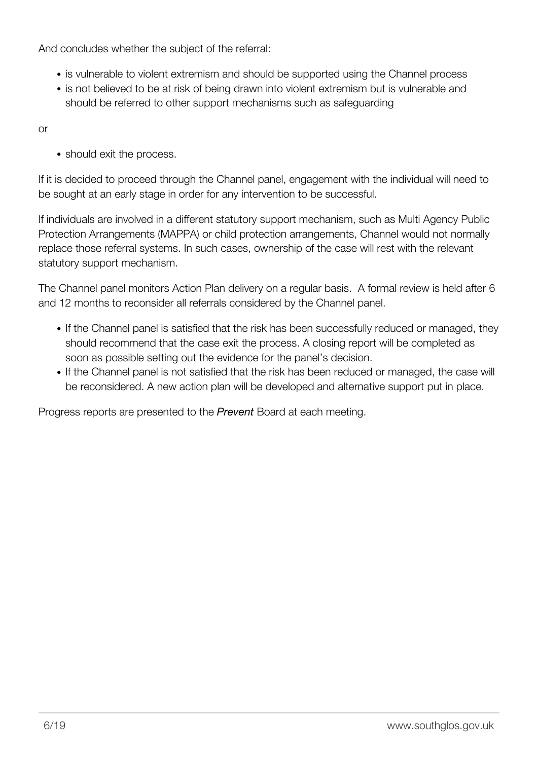And concludes whether the subject of the referral:

- is vulnerable to violent extremism and should be supported using the Channel process
- is not believed to be at risk of being drawn into violent extremism but is vulnerable and should be referred to other support mechanisms such as safeguarding

or

- should exit the process.

If it is decided to proceed through the Channel panel, engagement with the individual will need to be sought at an early stage in order for any intervention to be successful.

If individuals are involved in a different statutory support mechanism, such as Multi Agency Public Protection Arrangements (MAPPA) or child protection arrangements, Channel would not normally replace those referral systems. In such cases, ownership of the case will rest with the relevant statutory support mechanism.

The Channel panel monitors Action Plan delivery on a regular basis. A formal review is held after 6 and 12 months to reconsider all referrals considered by the Channel panel.

- If the Channel panel is satisfied that the risk has been successfully reduced or managed, they should recommend that the case exit the process. A closing report will be completed as soon as possible setting out the evidence for the panel's decision.
- If the Channel panel is not satisfied that the risk has been reduced or managed, the case will be reconsidered. A new action plan will be developed and alternative support put in place.

Progress reports are presented to the ***Prevent*** Board at each meeting.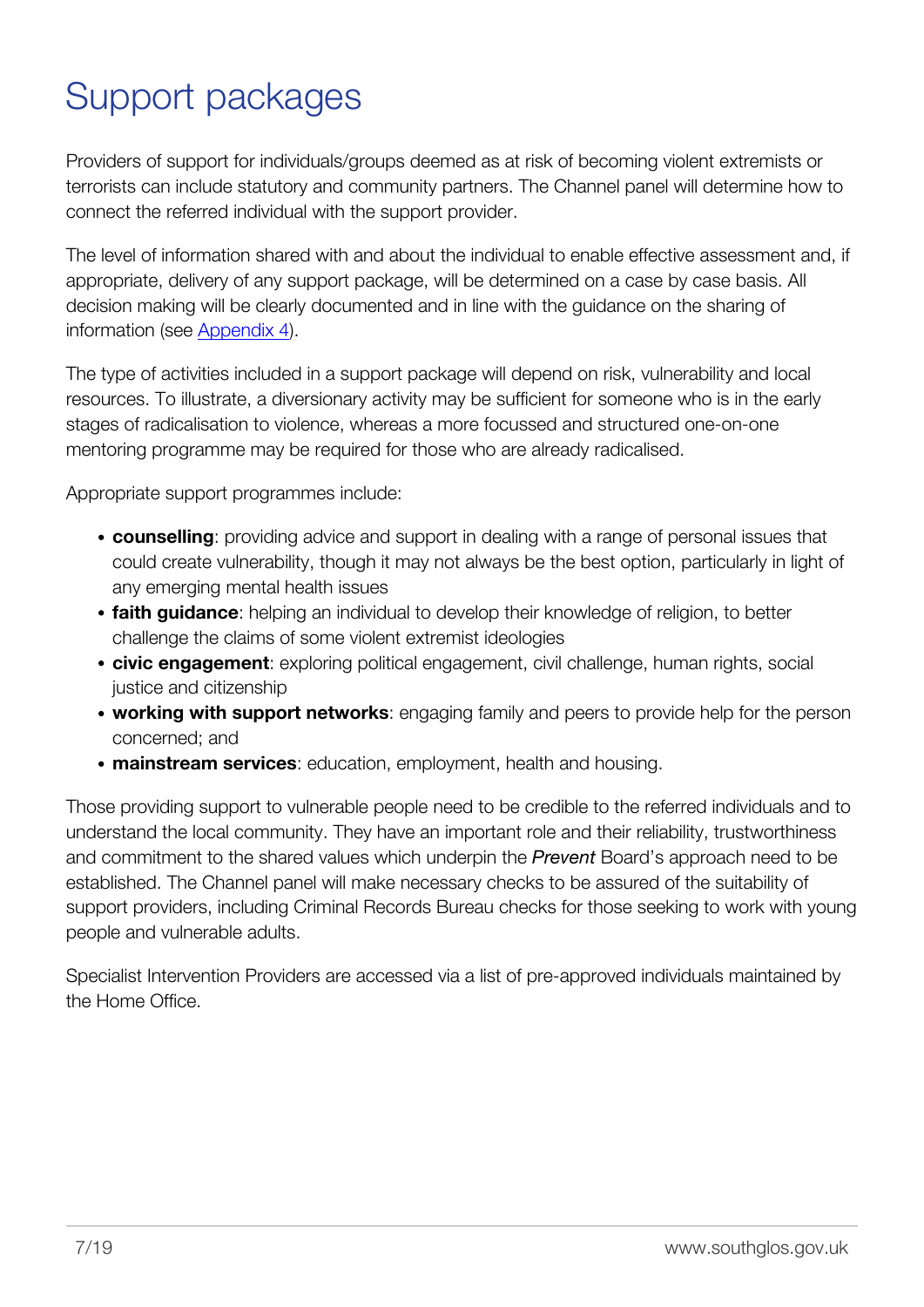# Support packages

Providers of support for individuals/groups deemed as at risk of becoming violent extremists or terrorists can include statutory and community partners. The Channel panel will determine how to connect the referred individual with the support provider.

The level of information shared with and about the individual to enable effective assessment and, if appropriate, delivery of any support package, will be determined on a case by case basis. All decision making will be clearly documented and in line with the guidance on the sharing of information (see [Appendix 4](#)).

The type of activities included in a support package will depend on risk, vulnerability and local resources. To illustrate, a diversionary activity may be sufficient for someone who is in the early stages of radicalisation to violence, whereas a more focussed and structured one-on-one mentoring programme may be required for those who are already radicalised.

Appropriate support programmes include:

- **counselling**: providing advice and support in dealing with a range of personal issues that could create vulnerability, though it may not always be the best option, particularly in light of any emerging mental health issues
- **faith guidance**: helping an individual to develop their knowledge of religion, to better challenge the claims of some violent extremist ideologies
- **civic engagement**: exploring political engagement, civil challenge, human rights, social justice and citizenship
- **working with support networks**: engaging family and peers to provide help for the person concerned; and
- **mainstream services**: education, employment, health and housing.

Those providing support to vulnerable people need to be credible to the referred individuals and to understand the local community. They have an important role and their reliability, trustworthiness and commitment to the shared values which underpin the ***Prevent*** Board's approach need to be established. The Channel panel will make necessary checks to be assured of the suitability of support providers, including Criminal Records Bureau checks for those seeking to work with young people and vulnerable adults.

Specialist Intervention Providers are accessed via a list of pre-approved individuals maintained by the Home Office.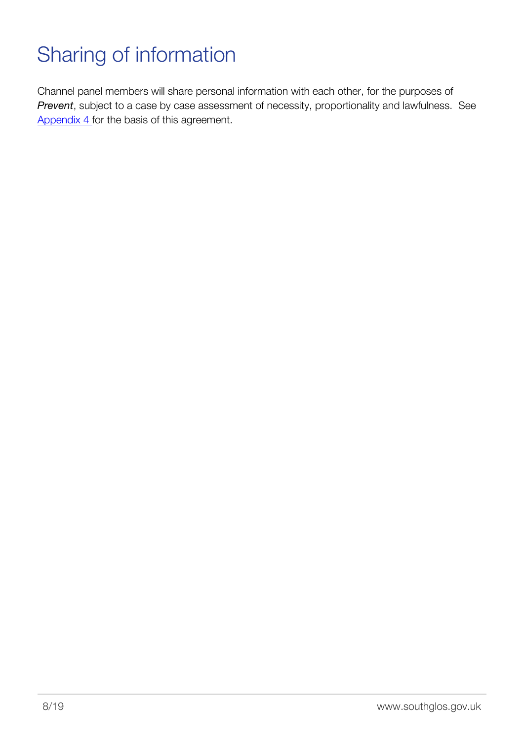# Sharing of information

Channel panel members will share personal information with each other, for the purposes of ***Prevent***, subject to a case by case assessment of necessity, proportionality and lawfulness. See [Appendix 4](#) for the basis of this agreement.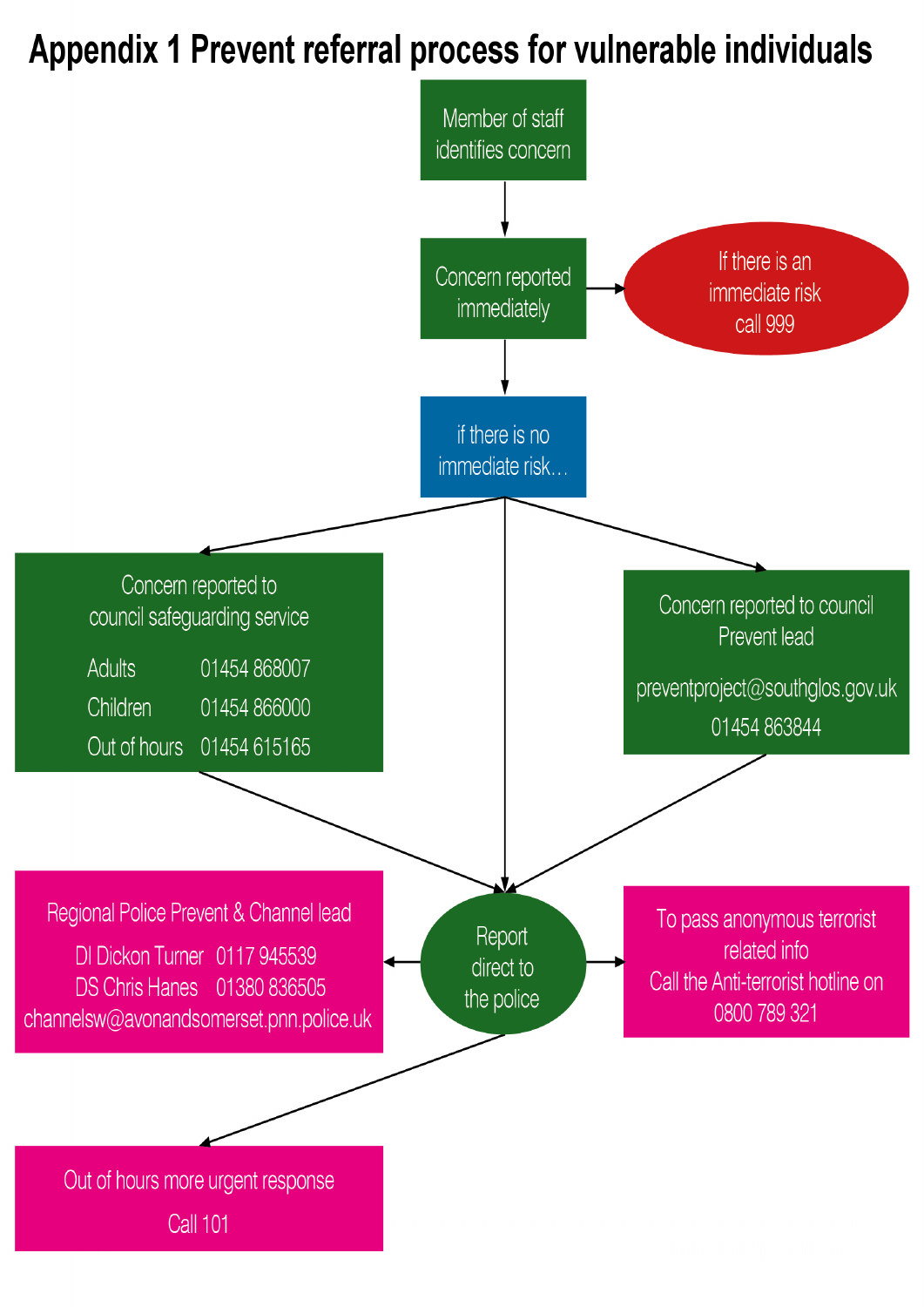# Appendix 1 Prevent referral process for vulnerable individuals

Member of staff identifies concern

↓

Concern reported immediately → If there is an immediate risk call 999

↓

if there is no immediate risk…

- Concern reported to council safeguarding service
  - Adults 01454 868007
  - Children 01454 866000
  - Out of hours 01454 615165
- Report direct to the police
- Concern reported to council Prevent lead
  - preventproject@southglos.gov.uk
  - 01454 863844

↓

Report direct to the police

- Regional Police Prevent & Channel lead
  - DI Dickon Turner 0117 945539
  - DS Chris Hanes 01380 836505
  - channelsw@avonandsomerset.pnn.police.uk
- To pass anonymous terrorist related info Call the Anti-terrorist hotline on 0800 789 321
- Out of hours more urgent response Call 101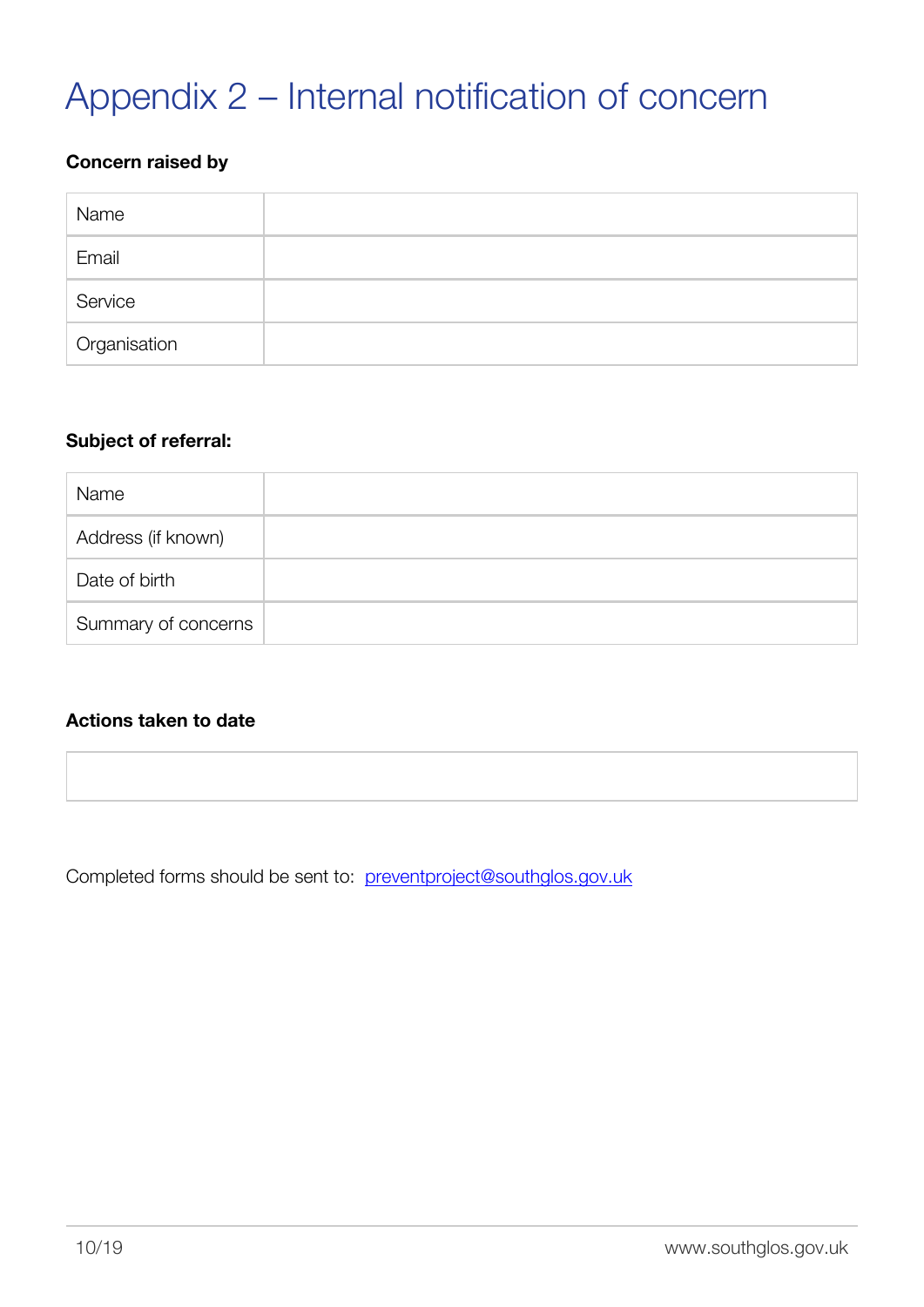# Appendix 2 – Internal notification of concern

**Concern raised by**

| | |
|---|---|
| Name | |
| Email | |
| Service | |
| Organisation | |

**Subject of referral:**

| | |
|---|---|
| Name | |
| Address (if known) | |
| Date of birth | |
| Summary of concerns | |

**Actions taken to date**

| |
|---|
| |

Completed forms should be sent to: preventproject@southglos.gov.uk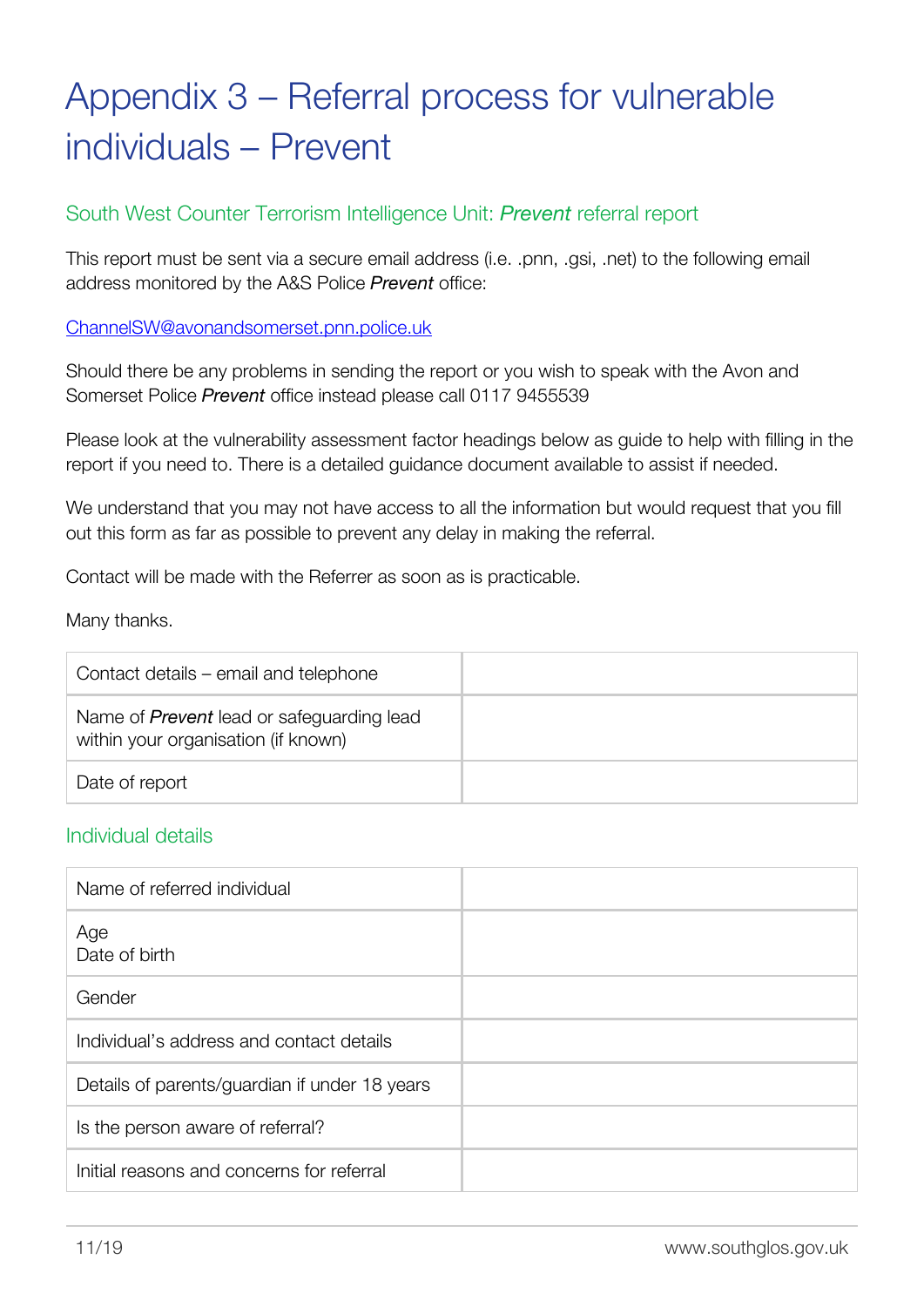# Appendix 3 – Referral process for vulnerable individuals – Prevent

## South West Counter Terrorism Intelligence Unit: *Prevent* referral report

This report must be sent via a secure email address (i.e. .pnn, .gsi, .net) to the following email address monitored by the A&S Police *Prevent* office:

ChannelSW@avonandsomerset.pnn.police.uk

Should there be any problems in sending the report or you wish to speak with the Avon and Somerset Police *Prevent* office instead please call 0117 9455539

Please look at the vulnerability assessment factor headings below as guide to help with filling in the report if you need to. There is a detailed guidance document available to assist if needed.

We understand that you may not have access to all the information but would request that you fill out this form as far as possible to prevent any delay in making the referral.

Contact will be made with the Referrer as soon as is practicable.

Many thanks.

| | |
|---|---|
| Contact details – email and telephone | |
| Name of *Prevent* lead or safeguarding lead within your organisation (if known) | |
| Date of report | |

## Individual details

| | |
|---|---|
| Name of referred individual | |
| Age<br>Date of birth | |
| Gender | |
| Individual's address and contact details | |
| Details of parents/guardian if under 18 years | |
| Is the person aware of referral? | |
| Initial reasons and concerns for referral | |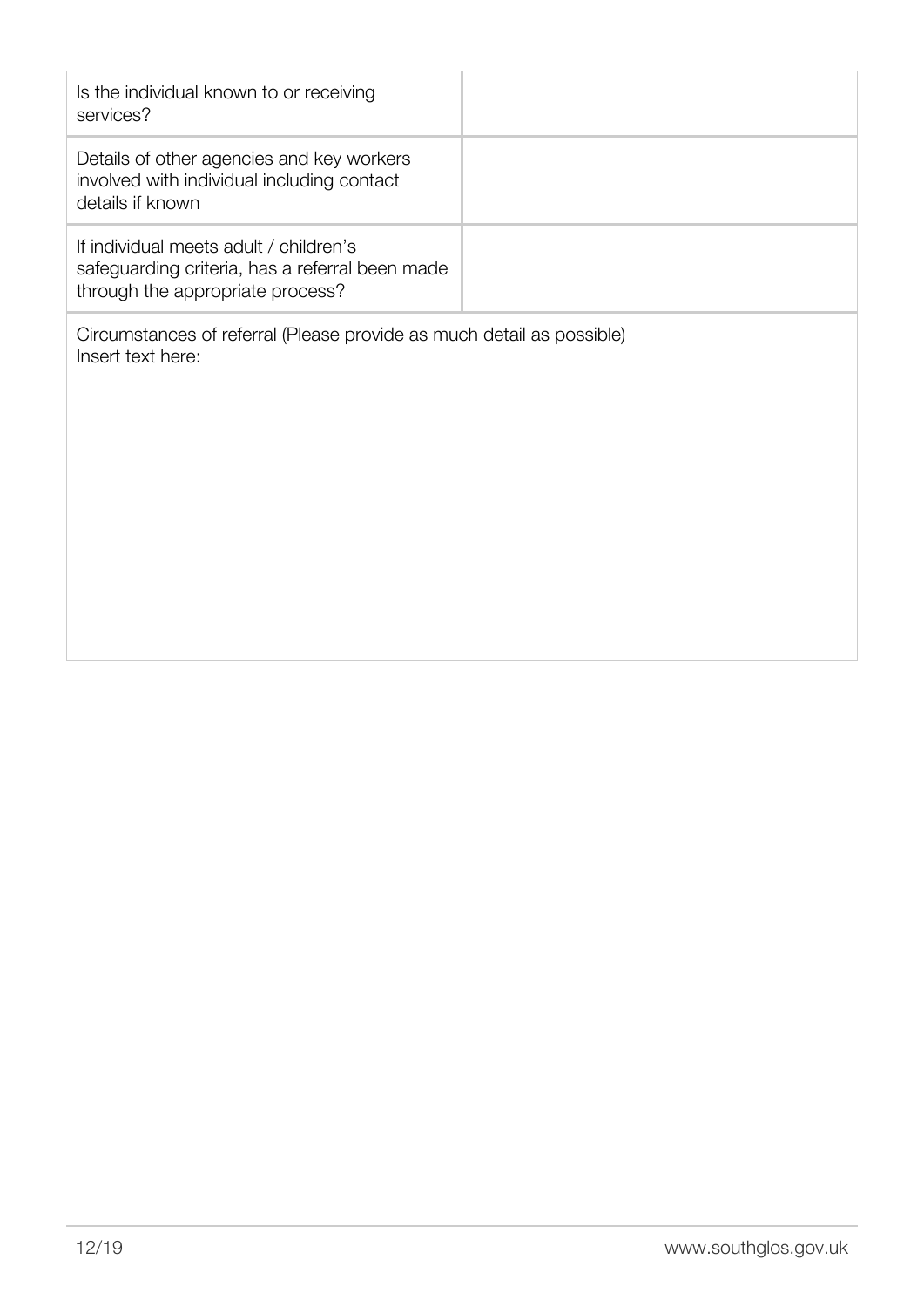| Is the individual known to or receiving services? | |
| --- | --- |
| Details of other agencies and key workers involved with individual including contact details if known | |
| If individual meets adult / children's safeguarding criteria, has a referral been made through the appropriate process? | |

Circumstances of referral (Please provide as much detail as possible)
Insert text here: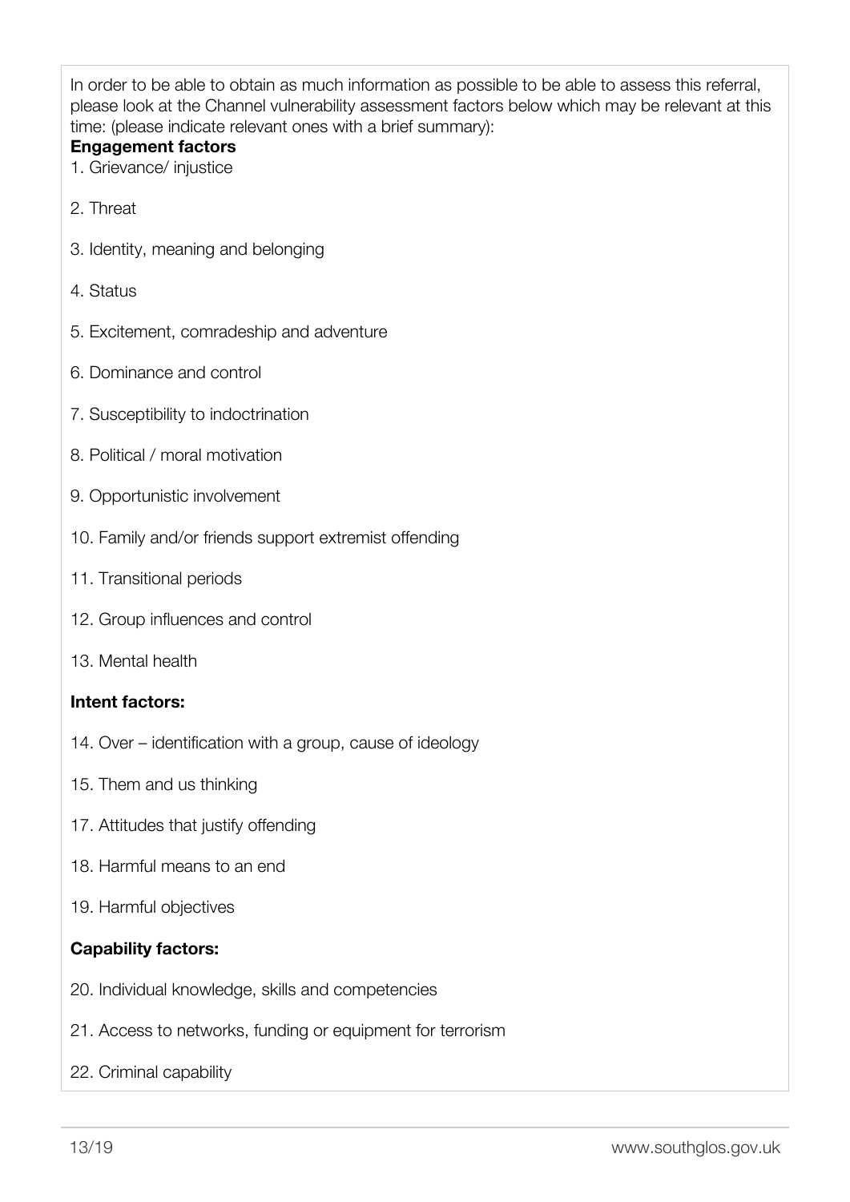In order to be able to obtain as much information as possible to be able to assess this referral, please look at the Channel vulnerability assessment factors below which may be relevant at this time: (please indicate relevant ones with a brief summary):

**Engagement factors**

1. Grievance/ injustice

2. Threat

3. Identity, meaning and belonging

4. Status

5. Excitement, comradeship and adventure

6. Dominance and control

7. Susceptibility to indoctrination

8. Political / moral motivation

9. Opportunistic involvement

10. Family and/or friends support extremist offending

11. Transitional periods

12. Group influences and control

13. Mental health

**Intent factors:**

14. Over – identification with a group, cause of ideology

15. Them and us thinking

17. Attitudes that justify offending

18. Harmful means to an end

19. Harmful objectives

**Capability factors:**

20. Individual knowledge, skills and competencies

21. Access to networks, funding or equipment for terrorism

22. Criminal capability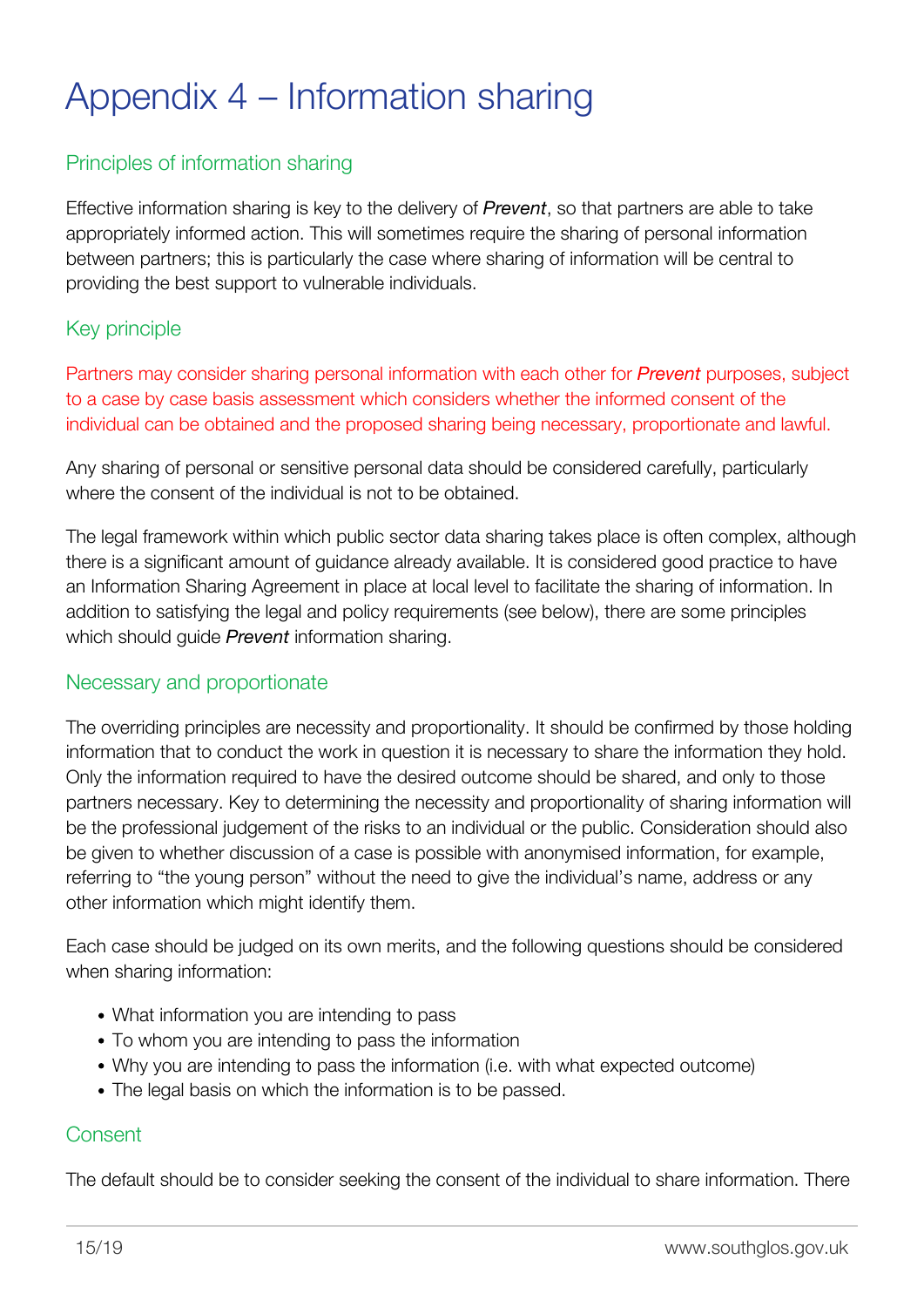# Appendix 4 – Information sharing

## Principles of information sharing

Effective information sharing is key to the delivery of ***Prevent***, so that partners are able to take appropriately informed action. This will sometimes require the sharing of personal information between partners; this is particularly the case where sharing of information will be central to providing the best support to vulnerable individuals.

## Key principle

Partners may consider sharing personal information with each other for ***Prevent*** purposes, subject to a case by case basis assessment which considers whether the informed consent of the individual can be obtained and the proposed sharing being necessary, proportionate and lawful.

Any sharing of personal or sensitive personal data should be considered carefully, particularly where the consent of the individual is not to be obtained.

The legal framework within which public sector data sharing takes place is often complex, although there is a significant amount of guidance already available. It is considered good practice to have an Information Sharing Agreement in place at local level to facilitate the sharing of information. In addition to satisfying the legal and policy requirements (see below), there are some principles which should guide ***Prevent*** information sharing.

## Necessary and proportionate

The overriding principles are necessity and proportionality. It should be confirmed by those holding information that to conduct the work in question it is necessary to share the information they hold. Only the information required to have the desired outcome should be shared, and only to those partners necessary. Key to determining the necessity and proportionality of sharing information will be the professional judgement of the risks to an individual or the public. Consideration should also be given to whether discussion of a case is possible with anonymised information, for example, referring to "the young person" without the need to give the individual's name, address or any other information which might identify them.

Each case should be judged on its own merits, and the following questions should be considered when sharing information:

- What information you are intending to pass
- To whom you are intending to pass the information
- Why you are intending to pass the information (i.e. with what expected outcome)
- The legal basis on which the information is to be passed.

## Consent

The default should be to consider seeking the consent of the individual to share information. There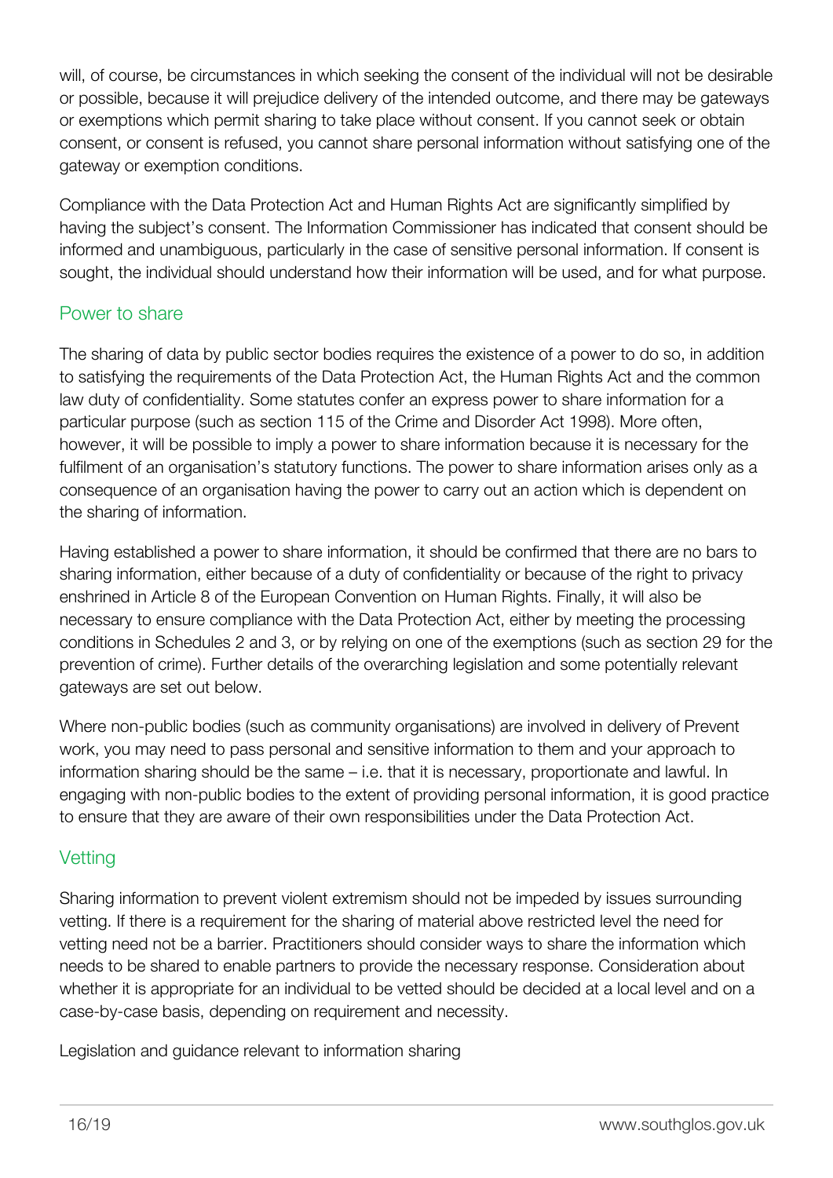will, of course, be circumstances in which seeking the consent of the individual will not be desirable or possible, because it will prejudice delivery of the intended outcome, and there may be gateways or exemptions which permit sharing to take place without consent. If you cannot seek or obtain consent, or consent is refused, you cannot share personal information without satisfying one of the gateway or exemption conditions.

Compliance with the Data Protection Act and Human Rights Act are significantly simplified by having the subject's consent. The Information Commissioner has indicated that consent should be informed and unambiguous, particularly in the case of sensitive personal information. If consent is sought, the individual should understand how their information will be used, and for what purpose.

## Power to share

The sharing of data by public sector bodies requires the existence of a power to do so, in addition to satisfying the requirements of the Data Protection Act, the Human Rights Act and the common law duty of confidentiality. Some statutes confer an express power to share information for a particular purpose (such as section 115 of the Crime and Disorder Act 1998). More often, however, it will be possible to imply a power to share information because it is necessary for the fulfilment of an organisation's statutory functions. The power to share information arises only as a consequence of an organisation having the power to carry out an action which is dependent on the sharing of information.

Having established a power to share information, it should be confirmed that there are no bars to sharing information, either because of a duty of confidentiality or because of the right to privacy enshrined in Article 8 of the European Convention on Human Rights. Finally, it will also be necessary to ensure compliance with the Data Protection Act, either by meeting the processing conditions in Schedules 2 and 3, or by relying on one of the exemptions (such as section 29 for the prevention of crime). Further details of the overarching legislation and some potentially relevant gateways are set out below.

Where non-public bodies (such as community organisations) are involved in delivery of Prevent work, you may need to pass personal and sensitive information to them and your approach to information sharing should be the same – i.e. that it is necessary, proportionate and lawful. In engaging with non-public bodies to the extent of providing personal information, it is good practice to ensure that they are aware of their own responsibilities under the Data Protection Act.

## Vetting

Sharing information to prevent violent extremism should not be impeded by issues surrounding vetting. If there is a requirement for the sharing of material above restricted level the need for vetting need not be a barrier. Practitioners should consider ways to share the information which needs to be shared to enable partners to provide the necessary response. Consideration about whether it is appropriate for an individual to be vetted should be decided at a local level and on a case-by-case basis, depending on requirement and necessity.

Legislation and guidance relevant to information sharing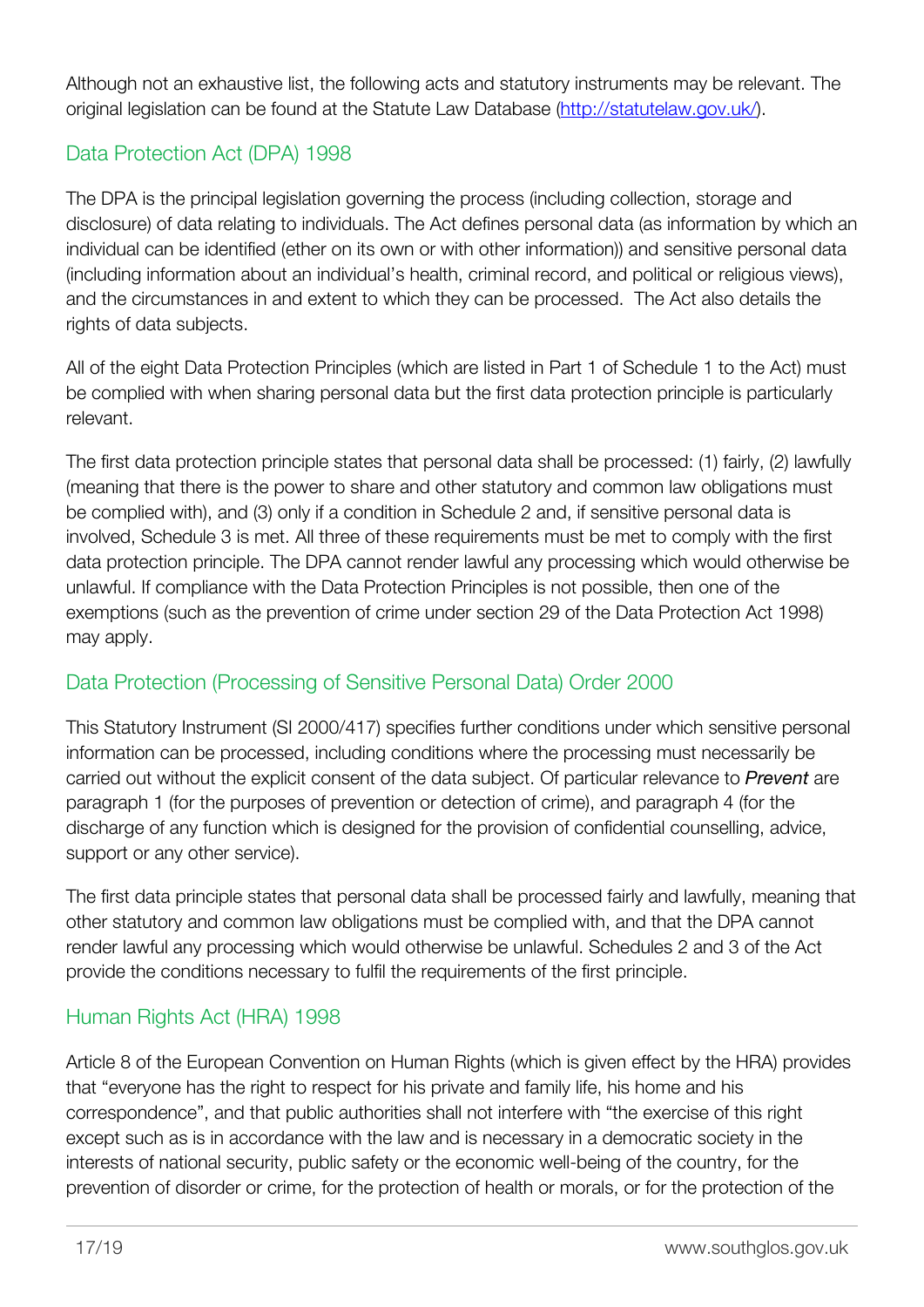Although not an exhaustive list, the following acts and statutory instruments may be relevant. The original legislation can be found at the Statute Law Database (http://statutelaw.gov.uk/).

## Data Protection Act (DPA) 1998

The DPA is the principal legislation governing the process (including collection, storage and disclosure) of data relating to individuals. The Act defines personal data (as information by which an individual can be identified (ether on its own or with other information)) and sensitive personal data (including information about an individual's health, criminal record, and political or religious views), and the circumstances in and extent to which they can be processed. The Act also details the rights of data subjects.

All of the eight Data Protection Principles (which are listed in Part 1 of Schedule 1 to the Act) must be complied with when sharing personal data but the first data protection principle is particularly relevant.

The first data protection principle states that personal data shall be processed: (1) fairly, (2) lawfully (meaning that there is the power to share and other statutory and common law obligations must be complied with), and (3) only if a condition in Schedule 2 and, if sensitive personal data is involved, Schedule 3 is met. All three of these requirements must be met to comply with the first data protection principle. The DPA cannot render lawful any processing which would otherwise be unlawful. If compliance with the Data Protection Principles is not possible, then one of the exemptions (such as the prevention of crime under section 29 of the Data Protection Act 1998) may apply.

## Data Protection (Processing of Sensitive Personal Data) Order 2000

This Statutory Instrument (SI 2000/417) specifies further conditions under which sensitive personal information can be processed, including conditions where the processing must necessarily be carried out without the explicit consent of the data subject. Of particular relevance to ***Prevent*** are paragraph 1 (for the purposes of prevention or detection of crime), and paragraph 4 (for the discharge of any function which is designed for the provision of confidential counselling, advice, support or any other service).

The first data principle states that personal data shall be processed fairly and lawfully, meaning that other statutory and common law obligations must be complied with, and that the DPA cannot render lawful any processing which would otherwise be unlawful. Schedules 2 and 3 of the Act provide the conditions necessary to fulfil the requirements of the first principle.

## Human Rights Act (HRA) 1998

Article 8 of the European Convention on Human Rights (which is given effect by the HRA) provides that "everyone has the right to respect for his private and family life, his home and his correspondence", and that public authorities shall not interfere with "the exercise of this right except such as is in accordance with the law and is necessary in a democratic society in the interests of national security, public safety or the economic well-being of the country, for the prevention of disorder or crime, for the protection of health or morals, or for the protection of the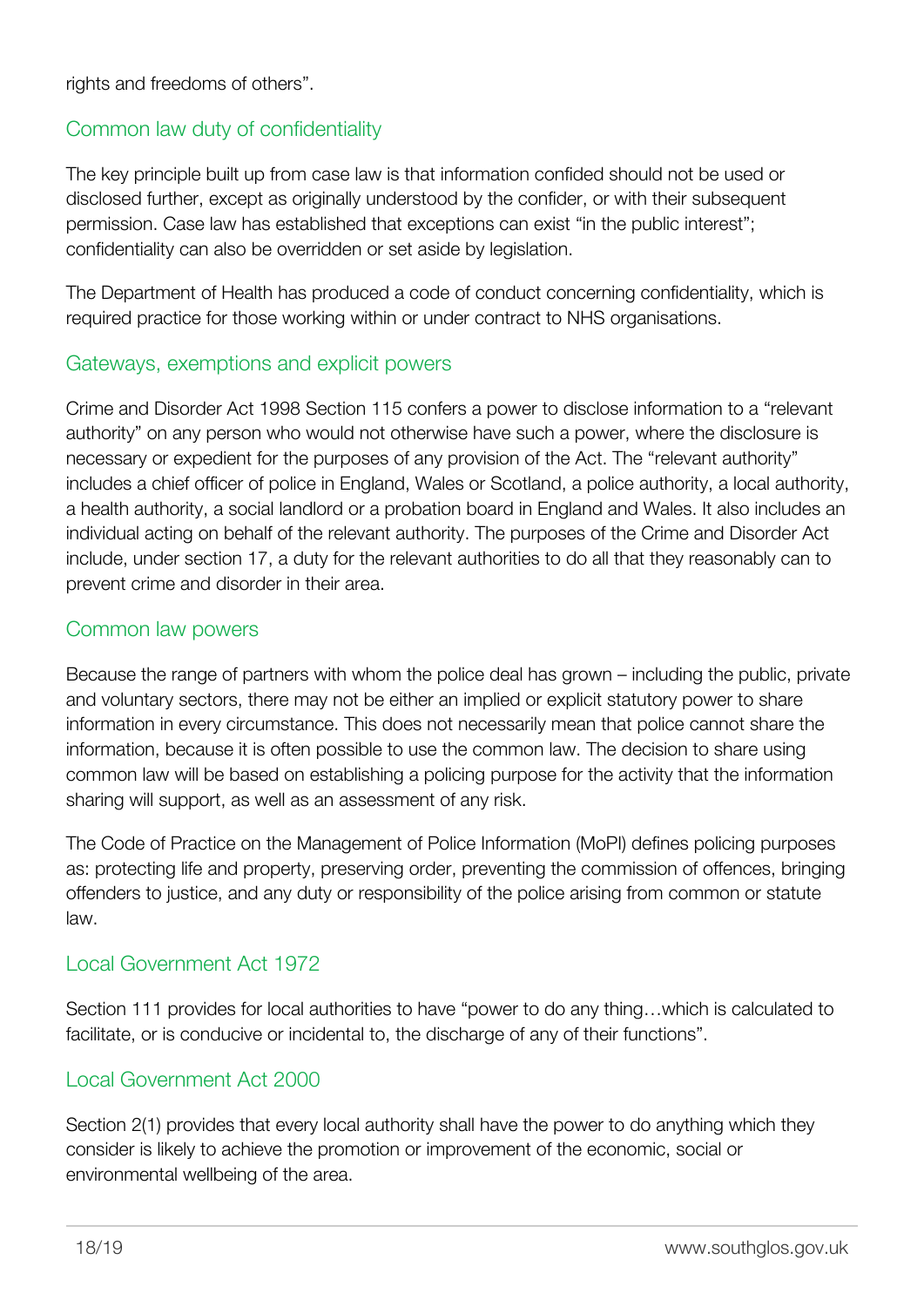rights and freedoms of others".

## Common law duty of confidentiality

The key principle built up from case law is that information confided should not be used or disclosed further, except as originally understood by the confider, or with their subsequent permission. Case law has established that exceptions can exist "in the public interest"; confidentiality can also be overridden or set aside by legislation.

The Department of Health has produced a code of conduct concerning confidentiality, which is required practice for those working within or under contract to NHS organisations.

## Gateways, exemptions and explicit powers

Crime and Disorder Act 1998 Section 115 confers a power to disclose information to a "relevant authority" on any person who would not otherwise have such a power, where the disclosure is necessary or expedient for the purposes of any provision of the Act. The "relevant authority" includes a chief officer of police in England, Wales or Scotland, a police authority, a local authority, a health authority, a social landlord or a probation board in England and Wales. It also includes an individual acting on behalf of the relevant authority. The purposes of the Crime and Disorder Act include, under section 17, a duty for the relevant authorities to do all that they reasonably can to prevent crime and disorder in their area.

## Common law powers

Because the range of partners with whom the police deal has grown – including the public, private and voluntary sectors, there may not be either an implied or explicit statutory power to share information in every circumstance. This does not necessarily mean that police cannot share the information, because it is often possible to use the common law. The decision to share using common law will be based on establishing a policing purpose for the activity that the information sharing will support, as well as an assessment of any risk.

The Code of Practice on the Management of Police Information (MoPI) defines policing purposes as: protecting life and property, preserving order, preventing the commission of offences, bringing offenders to justice, and any duty or responsibility of the police arising from common or statute law.

## Local Government Act 1972

Section 111 provides for local authorities to have "power to do any thing…which is calculated to facilitate, or is conducive or incidental to, the discharge of any of their functions".

## Local Government Act 2000

Section 2(1) provides that every local authority shall have the power to do anything which they consider is likely to achieve the promotion or improvement of the economic, social or environmental wellbeing of the area.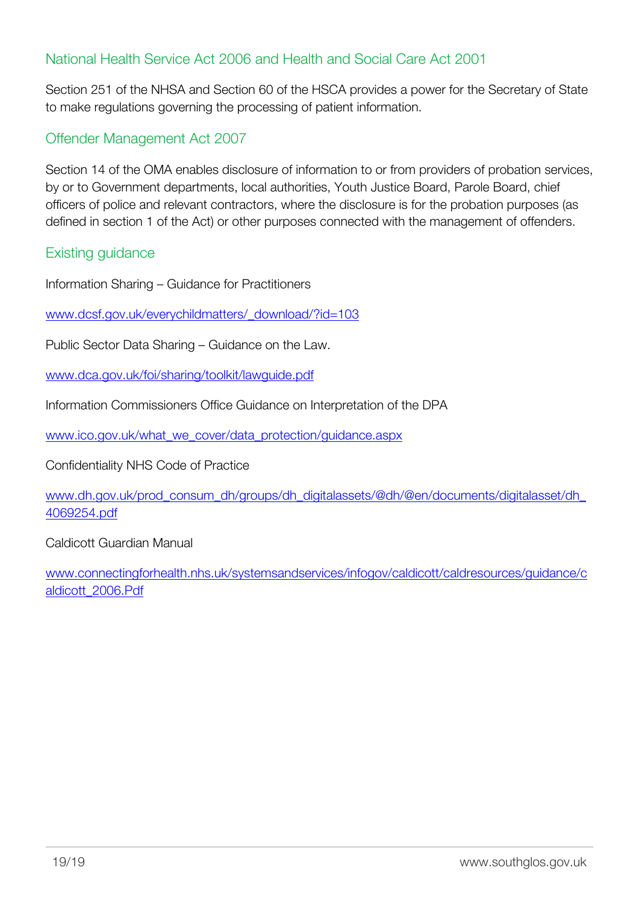## National Health Service Act 2006 and Health and Social Care Act 2001

Section 251 of the NHSA and Section 60 of the HSCA provides a power for the Secretary of State to make regulations governing the processing of patient information.

## Offender Management Act 2007

Section 14 of the OMA enables disclosure of information to or from providers of probation services, by or to Government departments, local authorities, Youth Justice Board, Parole Board, chief officers of police and relevant contractors, where the disclosure is for the probation purposes (as defined in section 1 of the Act) or other purposes connected with the management of offenders.

## Existing guidance

Information Sharing – Guidance for Practitioners

www.dcsf.gov.uk/everychildmatters/_download/?id=103

Public Sector Data Sharing – Guidance on the Law.

www.dca.gov.uk/foi/sharing/toolkit/lawguide.pdf

Information Commissioners Office Guidance on Interpretation of the DPA

www.ico.gov.uk/what_we_cover/data_protection/guidance.aspx

Confidentiality NHS Code of Practice

www.dh.gov.uk/prod_consum_dh/groups/dh_digitalassets/@dh/@en/documents/digitalasset/dh_4069254.pdf

Caldicott Guardian Manual

www.connectingforhealth.nhs.uk/systemsandservices/infogov/caldicott/caldresources/guidance/caldicott_2006.Pdf